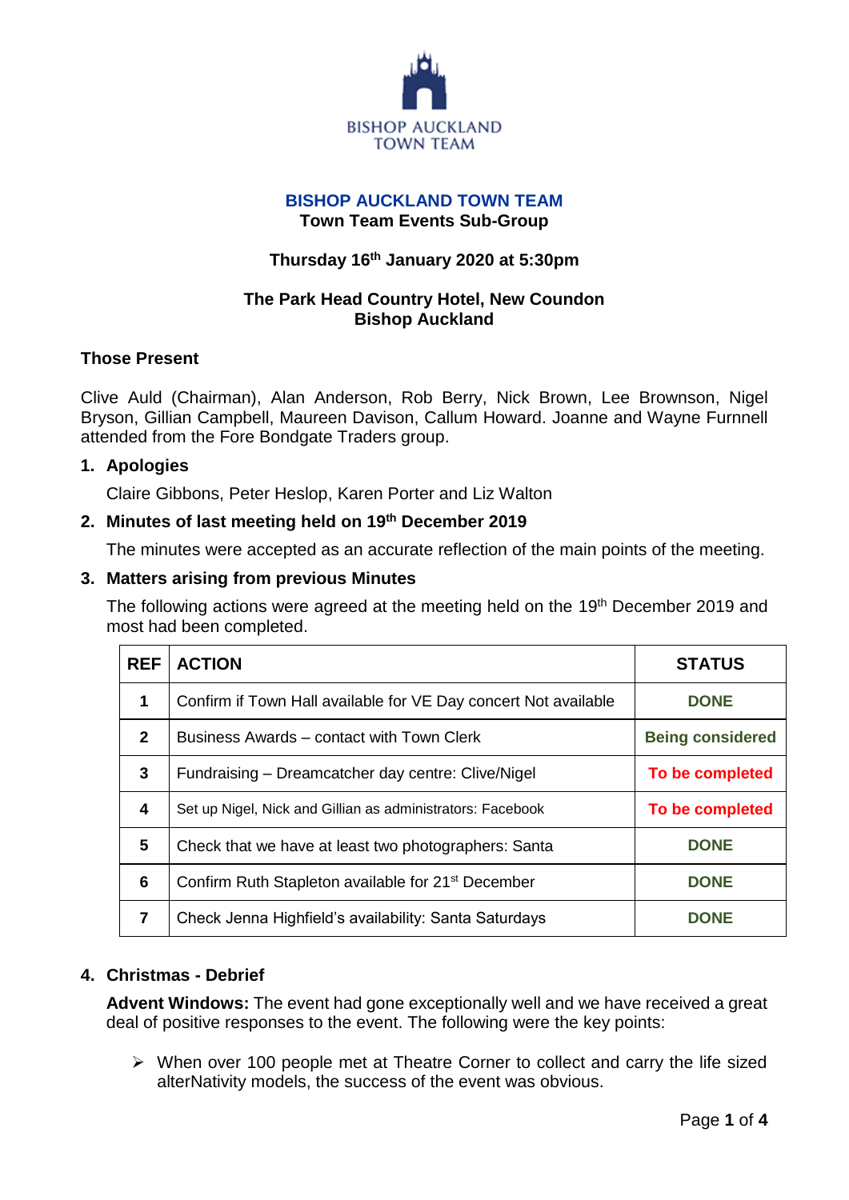BISHOP AUCKLAND
TOWN TEAM

# BISHOP AUCKLAND TOWN TEAM

## Town Team Events Sub-Group

**Thursday 16th January 2020 at 5:30pm**

**The Park Head Country Hotel, New Coundon**
**Bishop Auckland**

### Those Present

Clive Auld (Chairman), Alan Anderson, Rob Berry, Nick Brown, Lee Brownson, Nigel Bryson, Gillian Campbell, Maureen Davison, Callum Howard. Joanne and Wayne Furnnell attended from the Fore Bondgate Traders group.

### 1. Apologies

Claire Gibbons, Peter Heslop, Karen Porter and Liz Walton

### 2. Minutes of last meeting held on 19th December 2019

The minutes were accepted as an accurate reflection of the main points of the meeting.

### 3. Matters arising from previous Minutes

The following actions were agreed at the meeting held on the 19th December 2019 and most had been completed.

| REF | ACTION | STATUS |
|---|---|---|
| 1 | Confirm if Town Hall available for VE Day concert Not available | DONE |
| 2 | Business Awards – contact with Town Clerk | Being considered |
| 3 | Fundraising – Dreamcatcher day centre: Clive/Nigel | To be completed |
| 4 | Set up Nigel, Nick and Gillian as administrators: Facebook | To be completed |
| 5 | Check that we have at least two photographers: Santa | DONE |
| 6 | Confirm Ruth Stapleton available for 21st December | DONE |
| 7 | Check Jenna Highfield's availability: Santa Saturdays | DONE |

### 4. Christmas - Debrief

**Advent Windows:** The event had gone exceptionally well and we have received a great deal of positive responses to the event. The following were the key points:

- When over 100 people met at Theatre Corner to collect and carry the life sized alterNativity models, the success of the event was obvious.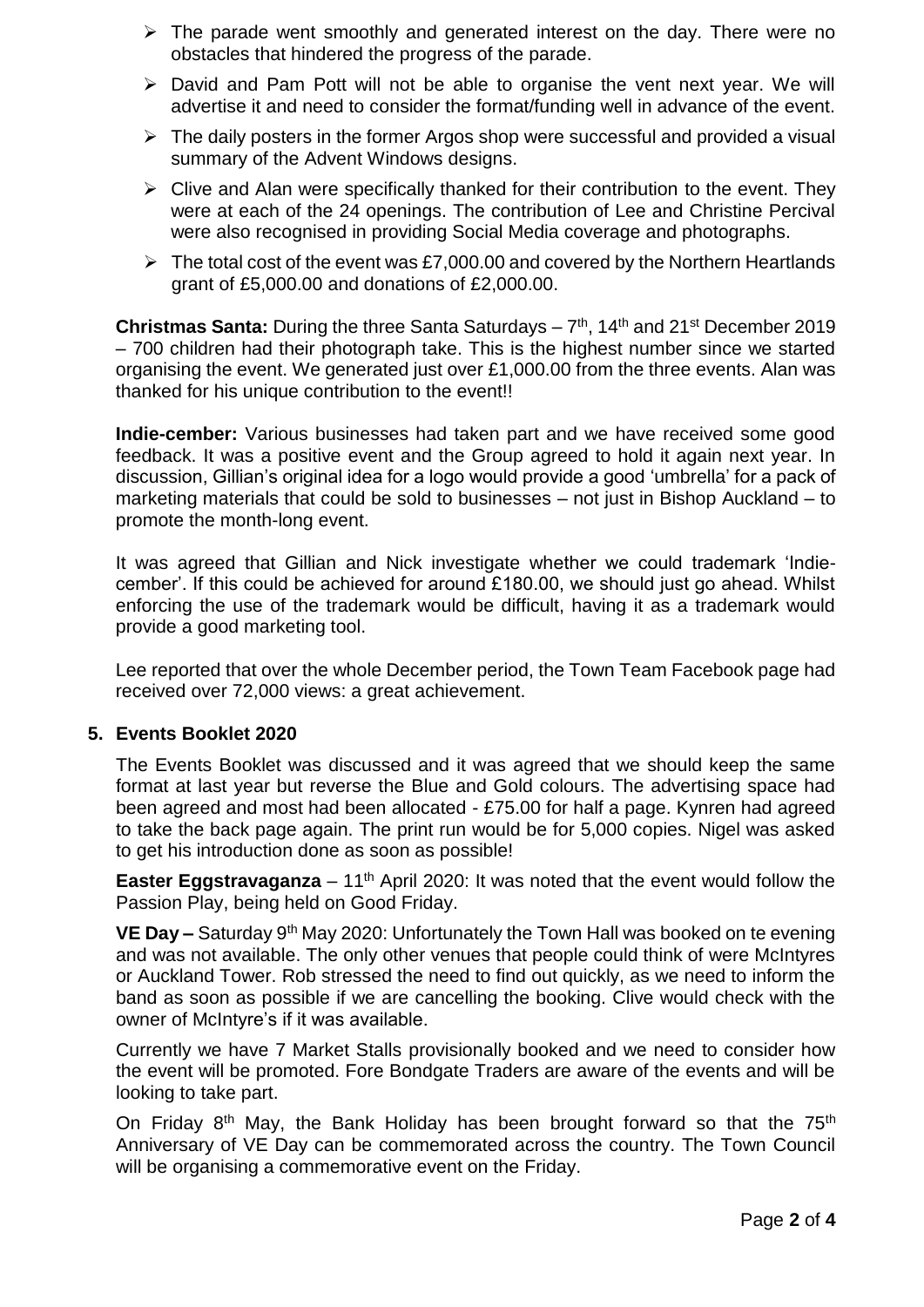- The parade went smoothly and generated interest on the day. There were no obstacles that hindered the progress of the parade.
- David and Pam Pott will not be able to organise the vent next year. We will advertise it and need to consider the format/funding well in advance of the event.
- The daily posters in the former Argos shop were successful and provided a visual summary of the Advent Windows designs.
- Clive and Alan were specifically thanked for their contribution to the event. They were at each of the 24 openings. The contribution of Lee and Christine Percival were also recognised in providing Social Media coverage and photographs.
- The total cost of the event was £7,000.00 and covered by the Northern Heartlands grant of £5,000.00 and donations of £2,000.00.

**Christmas Santa:** During the three Santa Saturdays – 7th, 14th and 21st December 2019 – 700 children had their photograph take. This is the highest number since we started organising the event. We generated just over £1,000.00 from the three events. Alan was thanked for his unique contribution to the event!!

**Indie-cember:** Various businesses had taken part and we have received some good feedback. It was a positive event and the Group agreed to hold it again next year. In discussion, Gillian's original idea for a logo would provide a good 'umbrella' for a pack of marketing materials that could be sold to businesses – not just in Bishop Auckland – to promote the month-long event.

It was agreed that Gillian and Nick investigate whether we could trademark 'Indie-cember'. If this could be achieved for around £180.00, we should just go ahead. Whilst enforcing the use of the trademark would be difficult, having it as a trademark would provide a good marketing tool.

Lee reported that over the whole December period, the Town Team Facebook page had received over 72,000 views: a great achievement.

## 5. Events Booklet 2020

The Events Booklet was discussed and it was agreed that we should keep the same format at last year but reverse the Blue and Gold colours. The advertising space had been agreed and most had been allocated - £75.00 for half a page. Kynren had agreed to take the back page again. The print run would be for 5,000 copies. Nigel was asked to get his introduction done as soon as possible!

**Easter Eggstravaganza** – 11th April 2020: It was noted that the event would follow the Passion Play, being held on Good Friday.

**VE Day –** Saturday 9th May 2020: Unfortunately the Town Hall was booked on te evening and was not available. The only other venues that people could think of were McIntyres or Auckland Tower. Rob stressed the need to find out quickly, as we need to inform the band as soon as possible if we are cancelling the booking. Clive would check with the owner of McIntyre's if it was available.

Currently we have 7 Market Stalls provisionally booked and we need to consider how the event will be promoted. Fore Bondgate Traders are aware of the events and will be looking to take part.

On Friday 8th May, the Bank Holiday has been brought forward so that the 75th Anniversary of VE Day can be commemorated across the country. The Town Council will be organising a commemorative event on the Friday.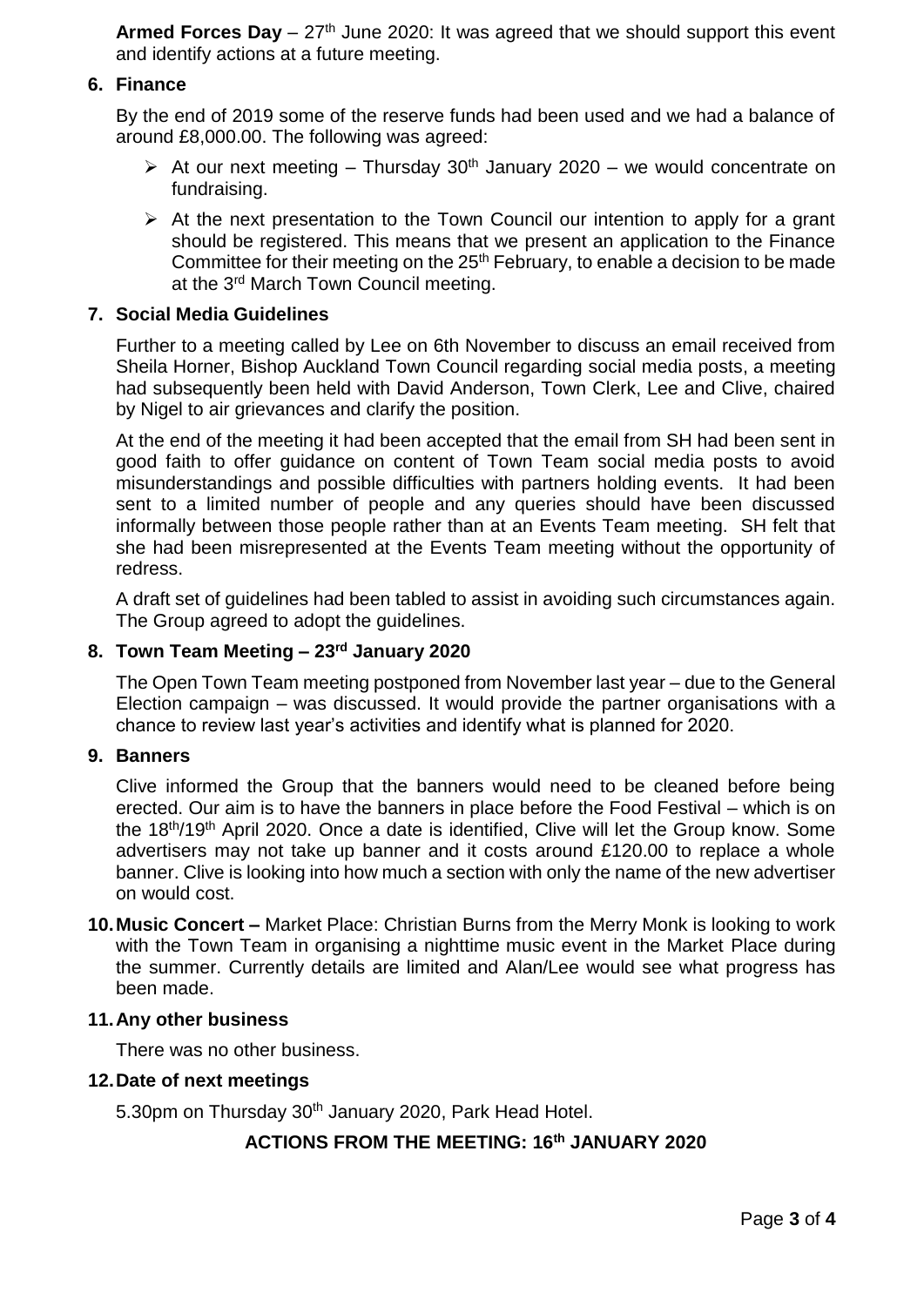**Armed Forces Day** – 27th June 2020: It was agreed that we should support this event and identify actions at a future meeting.

## 6. Finance

By the end of 2019 some of the reserve funds had been used and we had a balance of around £8,000.00. The following was agreed:

- At our next meeting – Thursday 30th January 2020 – we would concentrate on fundraising.
- At the next presentation to the Town Council our intention to apply for a grant should be registered. This means that we present an application to the Finance Committee for their meeting on the 25th February, to enable a decision to be made at the 3rd March Town Council meeting.

## 7. Social Media Guidelines

Further to a meeting called by Lee on 6th November to discuss an email received from Sheila Horner, Bishop Auckland Town Council regarding social media posts, a meeting had subsequently been held with David Anderson, Town Clerk, Lee and Clive, chaired by Nigel to air grievances and clarify the position.

At the end of the meeting it had been accepted that the email from SH had been sent in good faith to offer guidance on content of Town Team social media posts to avoid misunderstandings and possible difficulties with partners holding events. It had been sent to a limited number of people and any queries should have been discussed informally between those people rather than at an Events Team meeting. SH felt that she had been misrepresented at the Events Team meeting without the opportunity of redress.

A draft set of guidelines had been tabled to assist in avoiding such circumstances again. The Group agreed to adopt the guidelines.

## 8. Town Team Meeting – 23rd January 2020

The Open Town Team meeting postponed from November last year – due to the General Election campaign – was discussed. It would provide the partner organisations with a chance to review last year's activities and identify what is planned for 2020.

## 9. Banners

Clive informed the Group that the banners would need to be cleaned before being erected. Our aim is to have the banners in place before the Food Festival – which is on the 18th/19th April 2020. Once a date is identified, Clive will let the Group know. Some advertisers may not take up banner and it costs around £120.00 to replace a whole banner. Clive is looking into how much a section with only the name of the new advertiser on would cost.

## 10. Music Concert – Market Place

**Music Concert –** Market Place: Christian Burns from the Merry Monk is looking to work with the Town Team in organising a nighttime music event in the Market Place during the summer. Currently details are limited and Alan/Lee would see what progress has been made.

## 11. Any other business

There was no other business.

## 12. Date of next meetings

5.30pm on Thursday 30th January 2020, Park Head Hotel.

**ACTIONS FROM THE MEETING: 16th JANUARY 2020**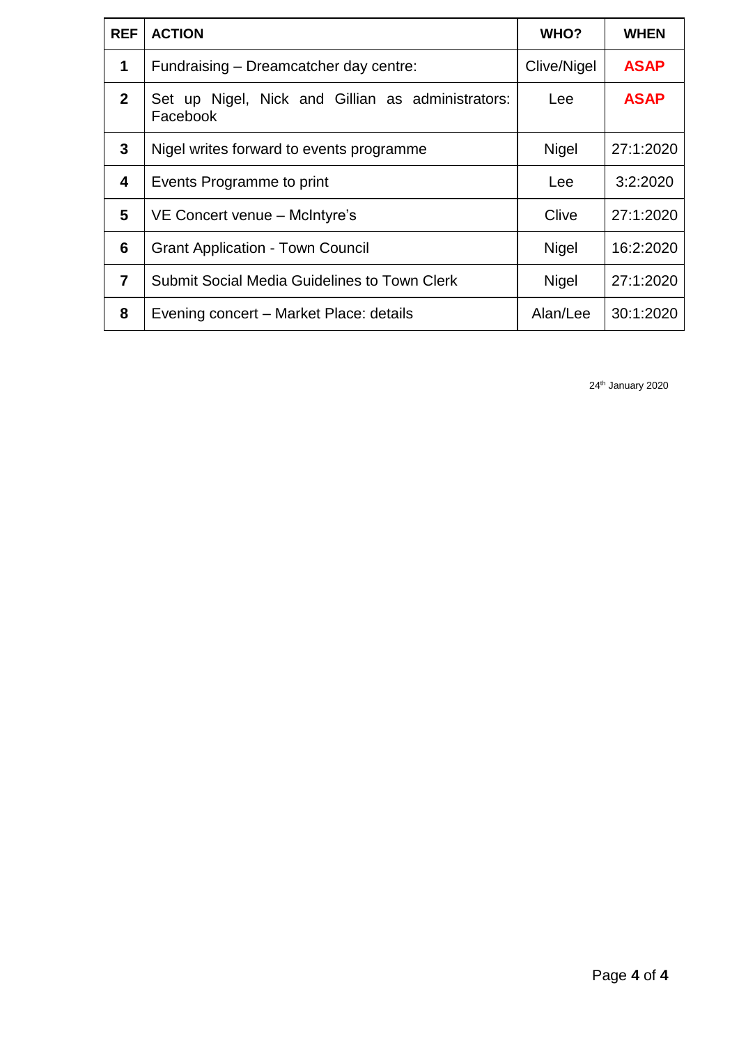| REF | ACTION | WHO? | WHEN |
|---|---|---|---|
| **1** | Fundraising – Dreamcatcher day centre: | Clive/Nigel | **ASAP** |
| **2** | Set up Nigel, Nick and Gillian as administrators: Facebook | Lee | **ASAP** |
| **3** | Nigel writes forward to events programme | Nigel | 27:1:2020 |
| **4** | Events Programme to print | Lee | 3:2:2020 |
| **5** | VE Concert venue – McIntyre's | Clive | 27:1:2020 |
| **6** | Grant Application - Town Council | Nigel | 16:2:2020 |
| **7** | Submit Social Media Guidelines to Town Clerk | Nigel | 27:1:2020 |
| **8** | Evening concert – Market Place: details | Alan/Lee | 30:1:2020 |

24th January 2020